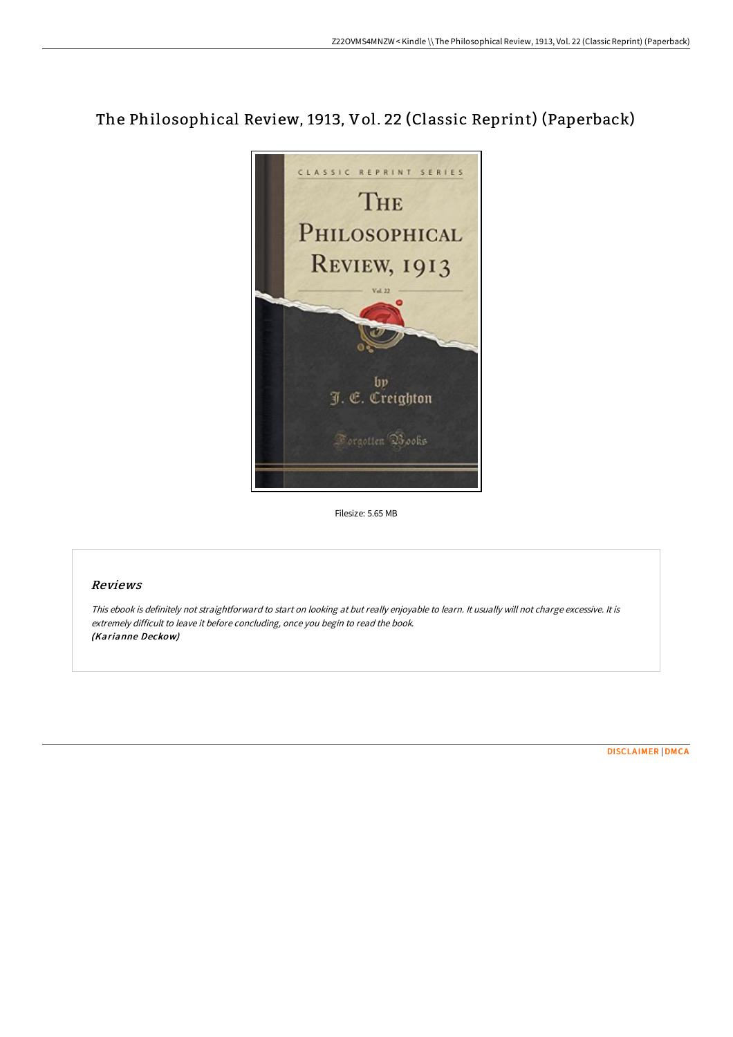# The Philosophical Review, 1913, Vol. 22 (Classic Reprint) (Paperback)

Filesize: 5.65 MB

## Reviews

*This ebook is definitely not straightforward to start on looking at but really enjoyable to learn. It usually will not charge excessive. It is extremely difficult to leave it before concluding, once you begin to read the book.*
***(Karianne Deckow)***

DISCLAIMER | DMCA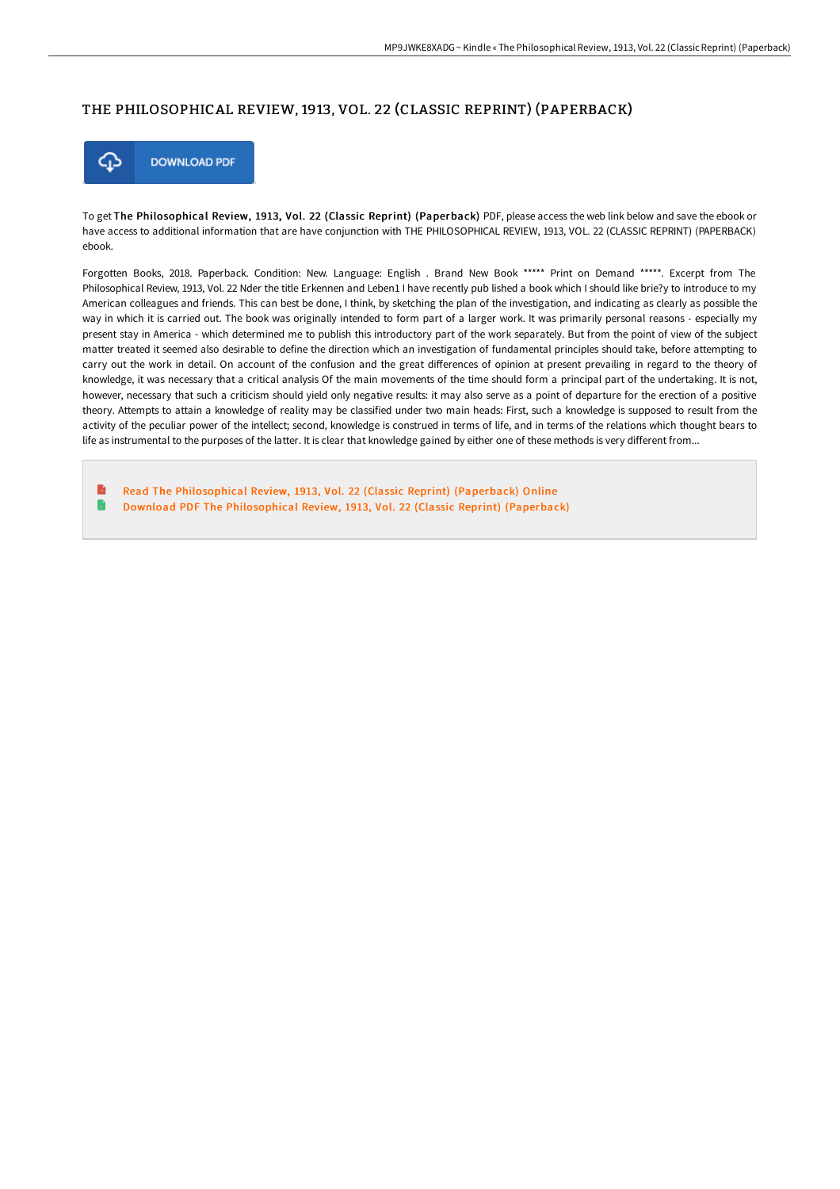# THE PHILOSOPHICAL REVIEW, 1913, VOL. 22 (CLASSIC REPRINT) (PAPERBACK)

DOWNLOAD PDF

To get **The Philosophical Review, 1913, Vol. 22 (Classic Reprint) (Paperback)** PDF, please access the web link below and save the ebook or have access to additional information that are have conjunction with THE PHILOSOPHICAL REVIEW, 1913, VOL. 22 (CLASSIC REPRINT) (PAPERBACK) ebook.

Forgotten Books, 2018. Paperback. Condition: New. Language: English . Brand New Book ***** Print on Demand *****. Excerpt from The Philosophical Review, 1913, Vol. 22 Nder the title Erkennen and Leben1 I have recently pub lished a book which I should like brie?y to introduce to my American colleagues and friends. This can best be done, I think, by sketching the plan of the investigation, and indicating as clearly as possible the way in which it is carried out. The book was originally intended to form part of a larger work. It was primarily personal reasons - especially my present stay in America - which determined me to publish this introductory part of the work separately. But from the point of view of the subject matter treated it seemed also desirable to define the direction which an investigation of fundamental principles should take, before attempting to carry out the work in detail. On account of the confusion and the great differences of opinion at present prevailing in regard to the theory of knowledge, it was necessary that a critical analysis Of the main movements of the time should form a principal part of the undertaking. It is not, however, necessary that such a criticism should yield only negative results: it may also serve as a point of departure for the erection of a positive theory. Attempts to attain a knowledge of reality may be classified under two main heads: First, such a knowledge is supposed to result from the activity of the peculiar power of the intellect; second, knowledge is construed in terms of life, and in terms of the relations which thought bears to life as instrumental to the purposes of the latter. It is clear that knowledge gained by either one of these methods is very different from...

- Read The Philosophical Review, 1913, Vol. 22 (Classic Reprint) (Paperback) Online
- Download PDF The Philosophical Review, 1913, Vol. 22 (Classic Reprint) (Paperback)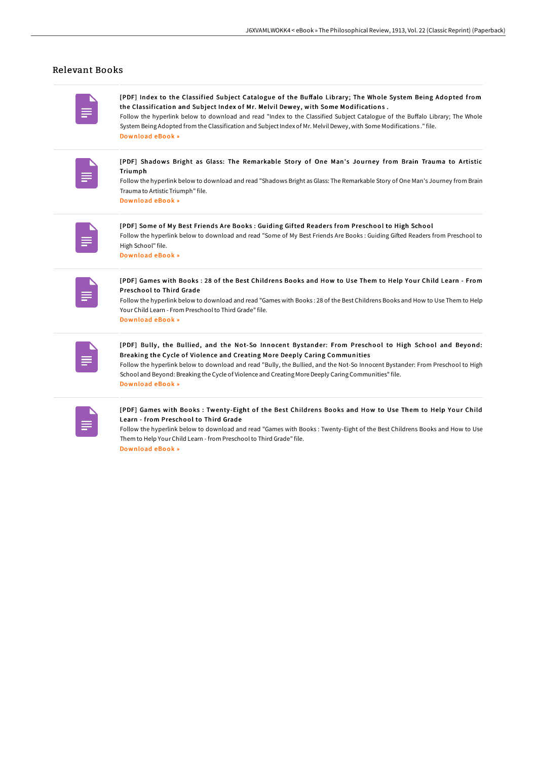## Relevant Books

**[PDF] Index to the Classified Subject Catalogue of the Buffalo Library; The Whole System Being Adopted from the Classification and Subject Index of Mr. Melvil Dewey, with Some Modifications .**

Follow the hyperlink below to download and read "Index to the Classified Subject Catalogue of the Buffalo Library; The Whole System Being Adopted from the Classification and Subject Index of Mr. Melvil Dewey, with Some Modifications ." file.

Download eBook »

**[PDF] Shadows Bright as Glass: The Remarkable Story of One Man's Journey from Brain Trauma to Artistic Triumph**

Follow the hyperlink below to download and read "Shadows Bright as Glass: The Remarkable Story of One Man's Journey from Brain Trauma to Artistic Triumph" file.

Download eBook »

**[PDF] Some of My Best Friends Are Books : Guiding Gifted Readers from Preschool to High School**

Follow the hyperlink below to download and read "Some of My Best Friends Are Books : Guiding Gifted Readers from Preschool to High School" file.

Download eBook »

**[PDF] Games with Books : 28 of the Best Childrens Books and How to Use Them to Help Your Child Learn - From Preschool to Third Grade**

Follow the hyperlink below to download and read "Games with Books : 28 of the Best Childrens Books and How to Use Them to Help Your Child Learn - From Preschool to Third Grade" file.

Download eBook »

**[PDF] Bully, the Bullied, and the Not-So Innocent Bystander: From Preschool to High School and Beyond: Breaking the Cycle of Violence and Creating More Deeply Caring Communities**

Follow the hyperlink below to download and read "Bully, the Bullied, and the Not-So Innocent Bystander: From Preschool to High School and Beyond: Breaking the Cycle of Violence and Creating More Deeply Caring Communities" file.

Download eBook »

**[PDF] Games with Books : Twenty-Eight of the Best Childrens Books and How to Use Them to Help Your Child Learn - from Preschool to Third Grade**

Follow the hyperlink below to download and read "Games with Books : Twenty-Eight of the Best Childrens Books and How to Use Them to Help Your Child Learn - from Preschool to Third Grade" file.

Download eBook »